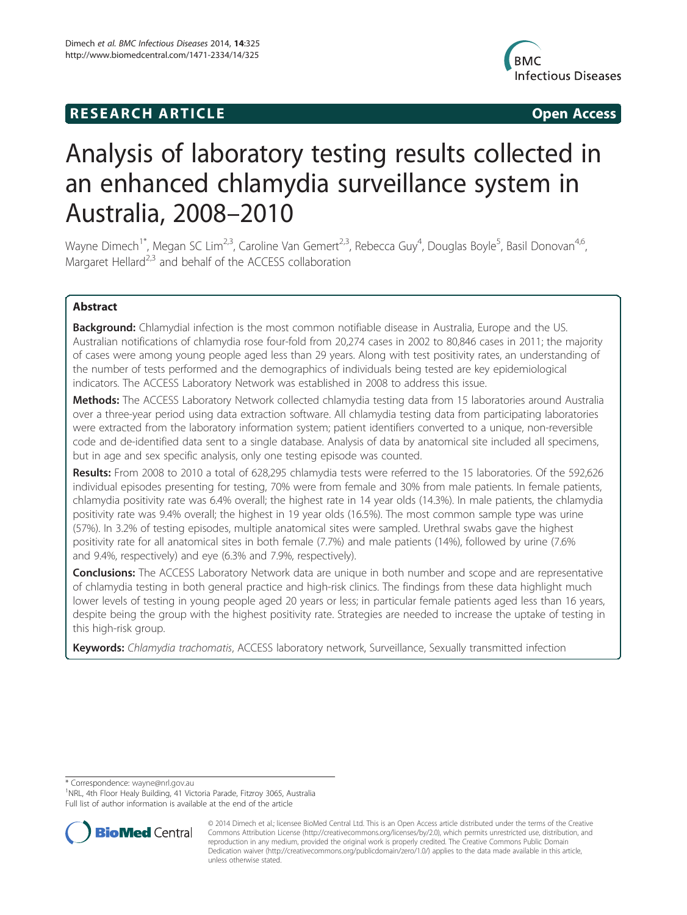RESEARCH ARTICLE Open Access

# Analysis of laboratory testing results collected in an enhanced chlamydia surveillance system in Australia, 2008–2010

Wayne Dimech[1*], Megan SC Lim[2,3], Caroline Van Gemert[2,3], Rebecca Guy[4], Douglas Boyle[5], Basil Donovan[4,6], Margaret Hellard[2,3] and behalf of the ACCESS collaboration

## Abstract

**Background:** Chlamydial infection is the most common notifiable disease in Australia, Europe and the US. Australian notifications of chlamydia rose four-fold from 20,274 cases in 2002 to 80,846 cases in 2011; the majority of cases were among young people aged less than 29 years. Along with test positivity rates, an understanding of the number of tests performed and the demographics of individuals being tested are key epidemiological indicators. The ACCESS Laboratory Network was established in 2008 to address this issue.

**Methods:** The ACCESS Laboratory Network collected chlamydia testing data from 15 laboratories around Australia over a three-year period using data extraction software. All chlamydia testing data from participating laboratories were extracted from the laboratory information system; patient identifiers converted to a unique, non-reversible code and de-identified data sent to a single database. Analysis of data by anatomical site included all specimens, but in age and sex specific analysis, only one testing episode was counted.

**Results:** From 2008 to 2010 a total of 628,295 chlamydia tests were referred to the 15 laboratories. Of the 592,626 individual episodes presenting for testing, 70% were from female and 30% from male patients. In female patients, chlamydia positivity rate was 6.4% overall; the highest rate in 14 year olds (14.3%). In male patients, the chlamydia positivity rate was 9.4% overall; the highest in 19 year olds (16.5%). The most common sample type was urine (57%). In 3.2% of testing episodes, multiple anatomical sites were sampled. Urethral swabs gave the highest positivity rate for all anatomical sites in both female (7.7%) and male patients (14%), followed by urine (7.6% and 9.4%, respectively) and eye (6.3% and 7.9%, respectively).

**Conclusions:** The ACCESS Laboratory Network data are unique in both number and scope and are representative of chlamydia testing in both general practice and high-risk clinics. The findings from these data highlight much lower levels of testing in young people aged 20 years or less; in particular female patients aged less than 16 years, despite being the group with the highest positivity rate. Strategies are needed to increase the uptake of testing in this high-risk group.

**Keywords:** *Chlamydia trachomatis*, ACCESS laboratory network, Surveillance, Sexually transmitted infection

---

\* Correspondence: wayne@nrl.gov.au

[1]NRL, 4th Floor Healy Building, 41 Victoria Parade, Fitzroy 3065, Australia

Full list of author information is available at the end of the article

© 2014 Dimech et al.; licensee BioMed Central Ltd. This is an Open Access article distributed under the terms of the Creative Commons Attribution License (http://creativecommons.org/licenses/by/2.0), which permits unrestricted use, distribution, and reproduction in any medium, provided the original work is properly credited. The Creative Commons Public Domain Dedication waiver (http://creativecommons.org/publicdomain/zero/1.0/) applies to the data made available in this article, unless otherwise stated.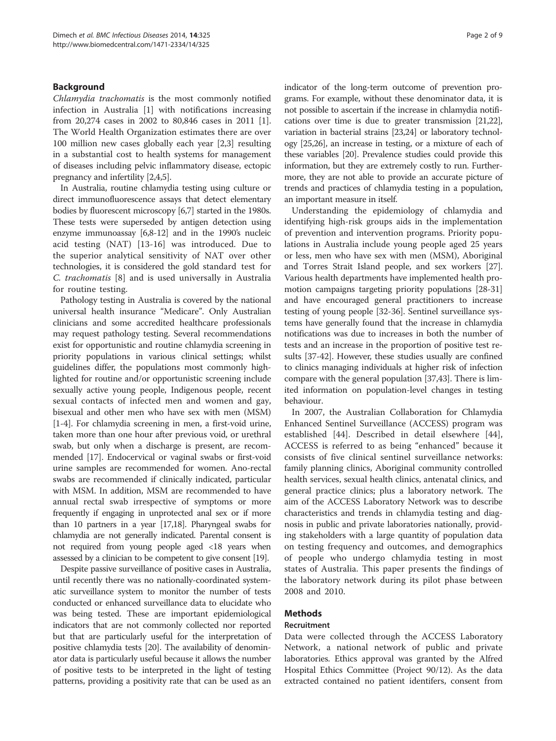## Background

*Chlamydia trachomatis* is the most commonly notified infection in Australia [1] with notifications increasing from 20,274 cases in 2002 to 80,846 cases in 2011 [1]. The World Health Organization estimates there are over 100 million new cases globally each year [2,3] resulting in a substantial cost to health systems for management of diseases including pelvic inflammatory disease, ectopic pregnancy and infertility [2,4,5].

In Australia, routine chlamydia testing using culture or direct immunofluorescence assays that detect elementary bodies by fluorescent microscopy [6,7] started in the 1980s. These tests were superseded by antigen detection using enzyme immunoassay [6,8-12] and in the 1990's nucleic acid testing (NAT) [13-16] was introduced. Due to the superior analytical sensitivity of NAT over other technologies, it is considered the gold standard test for *C. trachomatis* [8] and is used universally in Australia for routine testing.

Pathology testing in Australia is covered by the national universal health insurance "Medicare". Only Australian clinicians and some accredited healthcare professionals may request pathology testing. Several recommendations exist for opportunistic and routine chlamydia screening in priority populations in various clinical settings; whilst guidelines differ, the populations most commonly highlighted for routine and/or opportunistic screening include sexually active young people, Indigenous people, recent sexual contacts of infected men and women and gay, bisexual and other men who have sex with men (MSM) [1-4]. For chlamydia screening in men, a first-void urine, taken more than one hour after previous void, or urethral swab, but only when a discharge is present, are recommended [17]. Endocervical or vaginal swabs or first-void urine samples are recommended for women. Ano-rectal swabs are recommended if clinically indicated, particular with MSM. In addition, MSM are recommended to have annual rectal swab irrespective of symptoms or more frequently if engaging in unprotected anal sex or if more than 10 partners in a year [17,18]. Pharyngeal swabs for chlamydia are not generally indicated. Parental consent is not required from young people aged <18 years when assessed by a clinician to be competent to give consent [19].

Despite passive surveillance of positive cases in Australia, until recently there was no nationally-coordinated systematic surveillance system to monitor the number of tests conducted or enhanced surveillance data to elucidate who was being tested. These are important epidemiological indicators that are not commonly collected nor reported but that are particularly useful for the interpretation of positive chlamydia tests [20]. The availability of denominator data is particularly useful because it allows the number of positive tests to be interpreted in the light of testing patterns, providing a positivity rate that can be used as an indicator of the long-term outcome of prevention programs. For example, without these denominator data, it is not possible to ascertain if the increase in chlamydia notifications over time is due to greater transmission [21,22], variation in bacterial strains [23,24] or laboratory technology [25,26], an increase in testing, or a mixture of each of these variables [20]. Prevalence studies could provide this information, but they are extremely costly to run. Furthermore, they are not able to provide an accurate picture of trends and practices of chlamydia testing in a population, an important measure in itself.

Understanding the epidemiology of chlamydia and identifying high-risk groups aids in the implementation of prevention and intervention programs. Priority populations in Australia include young people aged 25 years or less, men who have sex with men (MSM), Aboriginal and Torres Strait Island people, and sex workers [27]. Various health departments have implemented health promotion campaigns targeting priority populations [28-31] and have encouraged general practitioners to increase testing of young people [32-36]. Sentinel surveillance systems have generally found that the increase in chlamydia notifications was due to increases in both the number of tests and an increase in the proportion of positive test results [37-42]. However, these studies usually are confined to clinics managing individuals at higher risk of infection compare with the general population [37,43]. There is limited information on population-level changes in testing behaviour.

In 2007, the Australian Collaboration for Chlamydia Enhanced Sentinel Surveillance (ACCESS) program was established [44]. Described in detail elsewhere [44], ACCESS is referred to as being "enhanced" because it consists of five clinical sentinel surveillance networks: family planning clinics, Aboriginal community controlled health services, sexual health clinics, antenatal clinics, and general practice clinics; plus a laboratory network. The aim of the ACCESS Laboratory Network was to describe characteristics and trends in chlamydia testing and diagnosis in public and private laboratories nationally, providing stakeholders with a large quantity of population data on testing frequency and outcomes, and demographics of people who undergo chlamydia testing in most states of Australia. This paper presents the findings of the laboratory network during its pilot phase between 2008 and 2010.

## Methods

### Recruitment

Data were collected through the ACCESS Laboratory Network, a national network of public and private laboratories. Ethics approval was granted by the Alfred Hospital Ethics Committee (Project 90/12). As the data extracted contained no patient identifers, consent from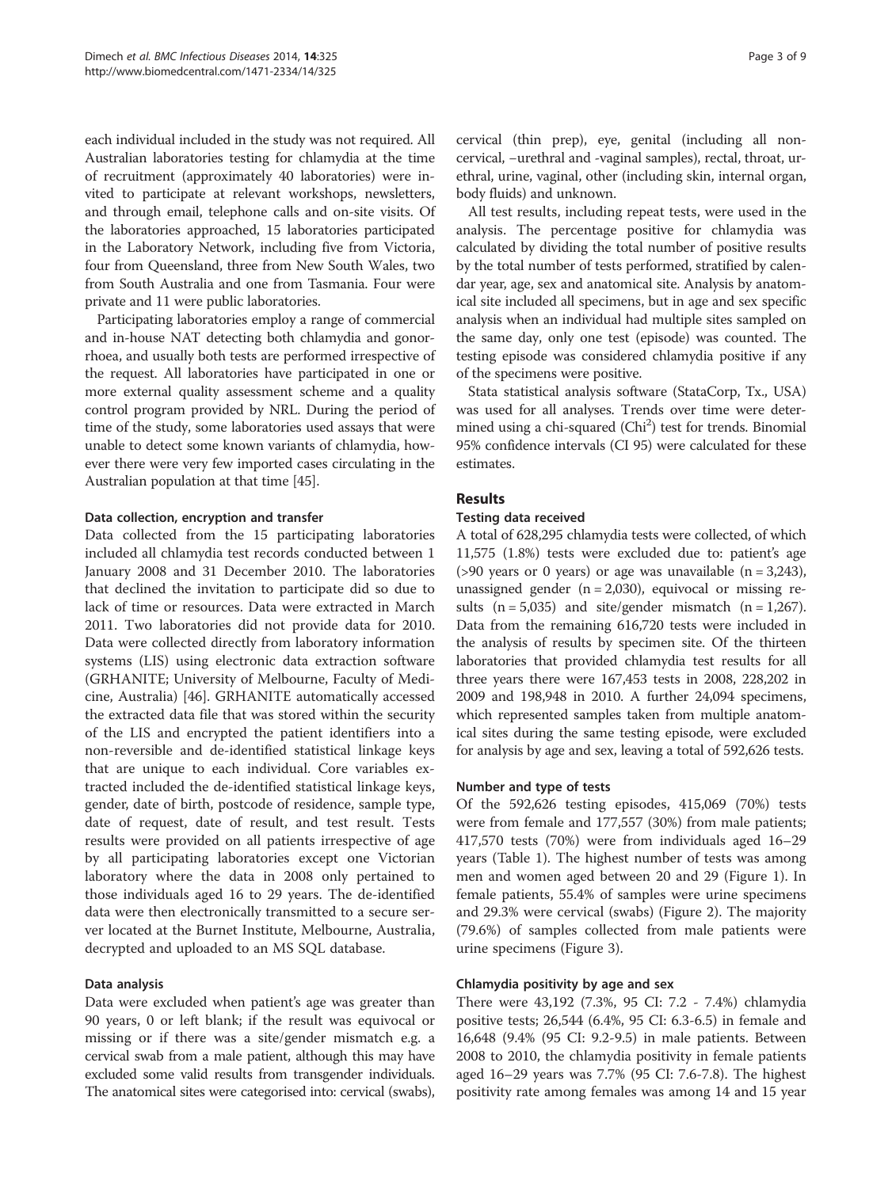each individual included in the study was not required. All Australian laboratories testing for chlamydia at the time of recruitment (approximately 40 laboratories) were invited to participate at relevant workshops, newsletters, and through email, telephone calls and on-site visits. Of the laboratories approached, 15 laboratories participated in the Laboratory Network, including five from Victoria, four from Queensland, three from New South Wales, two from South Australia and one from Tasmania. Four were private and 11 were public laboratories.

Participating laboratories employ a range of commercial and in-house NAT detecting both chlamydia and gonorrhoea, and usually both tests are performed irrespective of the request. All laboratories have participated in one or more external quality assessment scheme and a quality control program provided by NRL. During the period of time of the study, some laboratories used assays that were unable to detect some known variants of chlamydia, however there were very few imported cases circulating in the Australian population at that time [45].

### Data collection, encryption and transfer

Data collected from the 15 participating laboratories included all chlamydia test records conducted between 1 January 2008 and 31 December 2010. The laboratories that declined the invitation to participate did so due to lack of time or resources. Data were extracted in March 2011. Two laboratories did not provide data for 2010. Data were collected directly from laboratory information systems (LIS) using electronic data extraction software (GRHANITE; University of Melbourne, Faculty of Medicine, Australia) [46]. GRHANITE automatically accessed the extracted data file that was stored within the security of the LIS and encrypted the patient identifiers into a non-reversible and de-identified statistical linkage keys that are unique to each individual. Core variables extracted included the de-identified statistical linkage keys, gender, date of birth, postcode of residence, sample type, date of request, date of result, and test result. Tests results were provided on all patients irrespective of age by all participating laboratories except one Victorian laboratory where the data in 2008 only pertained to those individuals aged 16 to 29 years. The de-identified data were then electronically transmitted to a secure server located at the Burnet Institute, Melbourne, Australia, decrypted and uploaded to an MS SQL database.

### Data analysis

Data were excluded when patient's age was greater than 90 years, 0 or left blank; if the result was equivocal or missing or if there was a site/gender mismatch e.g. a cervical swab from a male patient, although this may have excluded some valid results from transgender individuals. The anatomical sites were categorised into: cervical (swabs), cervical (thin prep), eye, genital (including all non-cervical, –urethral and -vaginal samples), rectal, throat, urethral, urine, vaginal, other (including skin, internal organ, body fluids) and unknown.

All test results, including repeat tests, were used in the analysis. The percentage positive for chlamydia was calculated by dividing the total number of positive results by the total number of tests performed, stratified by calendar year, age, sex and anatomical site. Analysis by anatomical site included all specimens, but in age and sex specific analysis when an individual had multiple sites sampled on the same day, only one test (episode) was counted. The testing episode was considered chlamydia positive if any of the specimens were positive.

Stata statistical analysis software (StataCorp, Tx., USA) was used for all analyses. Trends over time were determined using a chi-squared ($Chi^2$) test for trends. Binomial 95% confidence intervals (CI 95) were calculated for these estimates.

## Results

### Testing data received

A total of 628,295 chlamydia tests were collected, of which 11,575 (1.8%) tests were excluded due to: patient's age (>90 years or 0 years) or age was unavailable (n = 3,243), unassigned gender (n = 2,030), equivocal or missing results (n = 5,035) and site/gender mismatch (n = 1,267). Data from the remaining 616,720 tests were included in the analysis of results by specimen site. Of the thirteen laboratories that provided chlamydia test results for all three years there were 167,453 tests in 2008, 228,202 in 2009 and 198,948 in 2010. A further 24,094 specimens, which represented samples taken from multiple anatomical sites during the same testing episode, were excluded for analysis by age and sex, leaving a total of 592,626 tests.

### Number and type of tests

Of the 592,626 testing episodes, 415,069 (70%) tests were from female and 177,557 (30%) from male patients; 417,570 tests (70%) were from individuals aged 16–29 years (Table 1). The highest number of tests was among men and women aged between 20 and 29 (Figure 1). In female patients, 55.4% of samples were urine specimens and 29.3% were cervical (swabs) (Figure 2). The majority (79.6%) of samples collected from male patients were urine specimens (Figure 3).

### Chlamydia positivity by age and sex

There were 43,192 (7.3%, 95 CI: 7.2 - 7.4%) chlamydia positive tests; 26,544 (6.4%, 95 CI: 6.3-6.5) in female and 16,648 (9.4% (95 CI: 9.2-9.5) in male patients. Between 2008 to 2010, the chlamydia positivity in female patients aged 16–29 years was 7.7% (95 CI: 7.6-7.8). The highest positivity rate among females was among 14 and 15 year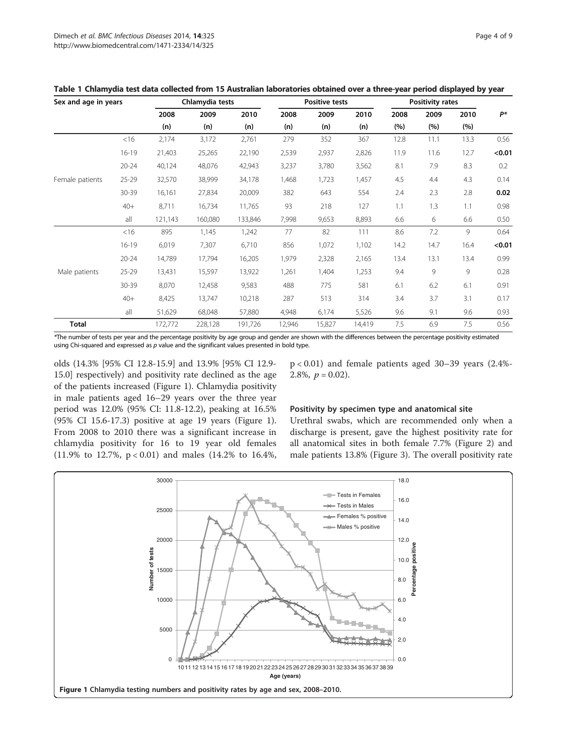**Table 1 Chlamydia test data collected from 15 Australian laboratories obtained over a three-year period displayed by year**

| Sex and age in years | | Chlamydia tests | | | Positive tests | | | Positivity rates | | | |
|---|---|---|---|---|---|---|---|---|---|---|---|
| | | 2008 (n) | 2009 (n) | 2010 (n) | 2008 (n) | 2009 (n) | 2010 (n) | 2008 (%) | 2009 (%) | 2010 (%) | P* |
| Female patients | <16 | 2,174 | 3,172 | 2,761 | 279 | 352 | 367 | 12.8 | 11.1 | 13.3 | 0.56 |
| | 16-19 | 21,403 | 25,265 | 22,190 | 2,539 | 2,937 | 2,826 | 11.9 | 11.6 | 12.7 | **<0.01** |
| | 20-24 | 40,124 | 48,076 | 42,943 | 3,237 | 3,780 | 3,562 | 8.1 | 7.9 | 8.3 | 0.2 |
| | 25-29 | 32,570 | 38,999 | 34,178 | 1,468 | 1,723 | 1,457 | 4.5 | 4.4 | 4.3 | 0.14 |
| | 30-39 | 16,161 | 27,834 | 20,009 | 382 | 643 | 554 | 2.4 | 2.3 | 2.8 | **0.02** |
| | 40+ | 8,711 | 16,734 | 11,765 | 93 | 218 | 127 | 1.1 | 1.3 | 1.1 | 0.98 |
| | all | 121,143 | 160,080 | 133,846 | 7,998 | 9,653 | 8,893 | 6.6 | 6 | 6.6 | 0.50 |
| Male patients | <16 | 895 | 1,145 | 1,242 | 77 | 82 | 111 | 8.6 | 7.2 | 9 | 0.64 |
| | 16-19 | 6,019 | 7,307 | 6,710 | 856 | 1,072 | 1,102 | 14.2 | 14.7 | 16.4 | **<0.01** |
| | 20-24 | 14,789 | 17,794 | 16,205 | 1,979 | 2,328 | 2,165 | 13.4 | 13.1 | 13.4 | 0.99 |
| | 25-29 | 13,431 | 15,597 | 13,922 | 1,261 | 1,404 | 1,253 | 9.4 | 9 | 9 | 0.28 |
| | 30-39 | 8,070 | 12,458 | 9,583 | 488 | 775 | 581 | 6.1 | 6.2 | 6.1 | 0.91 |
| | 40+ | 8,425 | 13,747 | 10,218 | 287 | 513 | 314 | 3.4 | 3.7 | 3.1 | 0.17 |
| | all | 51,629 | 68,048 | 57,880 | 4,948 | 6,174 | 5,526 | 9.6 | 9.1 | 9.6 | 0.93 |
| **Total** | | 172,772 | 228,128 | 191,726 | 12,946 | 15,827 | 14,419 | 7.5 | 6.9 | 7.5 | 0.56 |

*The number of tests per year and the percentage positivity by age group and gender are shown with the differences between the percentage positivity estimated using Chi-squared and expressed as *p* value and the significant values presented in bold type.

olds (14.3% [95% CI 12.8-15.9] and 13.9% [95% CI 12.9-15.0] respectively) and positivity rate declined as the age of the patients increased (Figure 1). Chlamydia positivity in male patients aged 16–29 years over the three year period was 12.0% (95% CI: 11.8-12.2), peaking at 16.5% (95% CI 15.6-17.3) positive at age 19 years (Figure 1). From 2008 to 2010 there was a significant increase in chlamydia positivity for 16 to 19 year old females (11.9% to 12.7%, $p < 0.01$) and males (14.2% to 16.4%, $p < 0.01$) and female patients aged 30–39 years (2.4%-2.8%, $p = 0.02$).

### Positivity by specimen type and anatomical site

Urethral swabs, which are recommended only when a discharge is present, gave the highest positivity rate for all anatomical sites in both female 7.7% (Figure 2) and male patients 13.8% (Figure 3). The overall positivity rate

**Figure 1** Chlamydia testing numbers and positivity rates by age and sex, 2008–2010.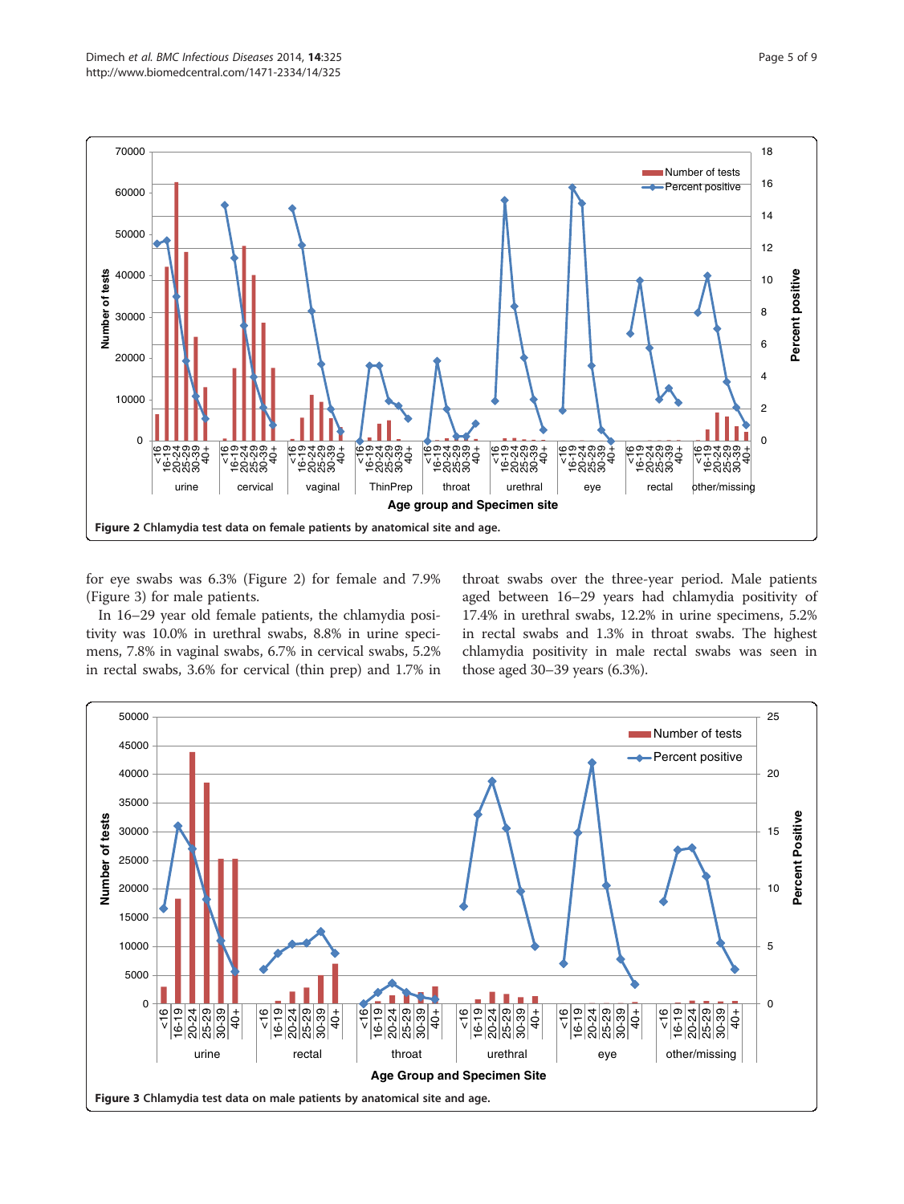**Figure 2 Chlamydia test data on female patients by anatomical site and age.**

for eye swabs was 6.3% (Figure 2) for female and 7.9% (Figure 3) for male patients.

In 16–29 year old female patients, the chlamydia positivity was 10.0% in urethral swabs, 8.8% in urine specimens, 7.8% in vaginal swabs, 6.7% in cervical swabs, 5.2% in rectal swabs, 3.6% for cervical (thin prep) and 1.7% in throat swabs over the three-year period. Male patients aged between 16–29 years had chlamydia positivity of 17.4% in urethral swabs, 12.2% in urine specimens, 5.2% in rectal swabs and 1.3% in throat swabs. The highest chlamydia positivity in male rectal swabs was seen in those aged 30–39 years (6.3%).

**Figure 3 Chlamydia test data on male patients by anatomical site and age.**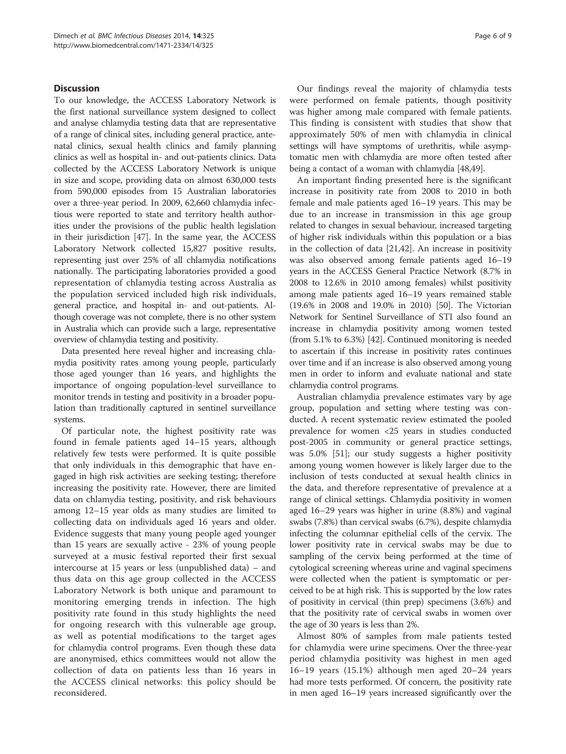## Discussion

To our knowledge, the ACCESS Laboratory Network is the first national surveillance system designed to collect and analyse chlamydia testing data that are representative of a range of clinical sites, including general practice, antenatal clinics, sexual health clinics and family planning clinics as well as hospital in- and out-patients clinics. Data collected by the ACCESS Laboratory Network is unique in size and scope, providing data on almost 630,000 tests from 590,000 episodes from 15 Australian laboratories over a three-year period. In 2009, 62,660 chlamydia infectious were reported to state and territory health authorities under the provisions of the public health legislation in their jurisdiction [47]. In the same year, the ACCESS Laboratory Network collected 15,827 positive results, representing just over 25% of all chlamydia notifications nationally. The participating laboratories provided a good representation of chlamydia testing across Australia as the population serviced included high risk individuals, general practice, and hospital in- and out-patients. Although coverage was not complete, there is no other system in Australia which can provide such a large, representative overview of chlamydia testing and positivity.

Data presented here reveal higher and increasing chlamydia positivity rates among young people, particularly those aged younger than 16 years, and highlights the importance of ongoing population-level surveillance to monitor trends in testing and positivity in a broader population than traditionally captured in sentinel surveillance systems.

Of particular note, the highest positivity rate was found in female patients aged 14–15 years, although relatively few tests were performed. It is quite possible that only individuals in this demographic that have engaged in high risk activities are seeking testing; therefore increasing the positivity rate. However, there are limited data on chlamydia testing, positivity, and risk behaviours among 12–15 year olds as many studies are limited to collecting data on individuals aged 16 years and older. Evidence suggests that many young people aged younger than 15 years are sexually active - 23% of young people surveyed at a music festival reported their first sexual intercourse at 15 years or less (unpublished data) – and thus data on this age group collected in the ACCESS Laboratory Network is both unique and paramount to monitoring emerging trends in infection. The high positivity rate found in this study highlights the need for ongoing research with this vulnerable age group, as well as potential modifications to the target ages for chlamydia control programs. Even though these data are anonymised, ethics committees would not allow the collection of data on patients less than 16 years in the ACCESS clinical networks: this policy should be reconsidered.

Our findings reveal the majority of chlamydia tests were performed on female patients, though positivity was higher among male compared with female patients. This finding is consistent with studies that show that approximately 50% of men with chlamydia in clinical settings will have symptoms of urethritis, while asymptomatic men with chlamydia are more often tested after being a contact of a woman with chlamydia [48,49].

An important finding presented here is the significant increase in positivity rate from 2008 to 2010 in both female and male patients aged 16–19 years. This may be due to an increase in transmission in this age group related to changes in sexual behaviour, increased targeting of higher risk individuals within this population or a bias in the collection of data [21,42]. An increase in positivity was also observed among female patients aged 16–19 years in the ACCESS General Practice Network (8.7% in 2008 to 12.6% in 2010 among females) whilst positivity among male patients aged 16–19 years remained stable (19.6% in 2008 and 19.0% in 2010) [50]. The Victorian Network for Sentinel Surveillance of STI also found an increase in chlamydia positivity among women tested (from 5.1% to 6.3%) [42]. Continued monitoring is needed to ascertain if this increase in positivity rates continues over time and if an increase is also observed among young men in order to inform and evaluate national and state chlamydia control programs.

Australian chlamydia prevalence estimates vary by age group, population and setting where testing was conducted. A recent systematic review estimated the pooled prevalence for women <25 years in studies conducted post-2005 in community or general practice settings, was 5.0% [51]; our study suggests a higher positivity among young women however is likely larger due to the inclusion of tests conducted at sexual health clinics in the data, and therefore representative of prevalence at a range of clinical settings. Chlamydia positivity in women aged 16–29 years was higher in urine (8.8%) and vaginal swabs (7.8%) than cervical swabs (6.7%), despite chlamydia infecting the columnar epithelial cells of the cervix. The lower positivity rate in cervical swabs may be due to sampling of the cervix being performed at the time of cytological screening whereas urine and vaginal specimens were collected when the patient is symptomatic or perceived to be at high risk. This is supported by the low rates of positivity in cervical (thin prep) specimens (3.6%) and that the positivity rate of cervical swabs in women over the age of 30 years is less than 2%.

Almost 80% of samples from male patients tested for chlamydia were urine specimens. Over the three-year period chlamydia positivity was highest in men aged 16–19 years (15.1%) although men aged 20–24 years had more tests performed. Of concern, the positivity rate in men aged 16–19 years increased significantly over the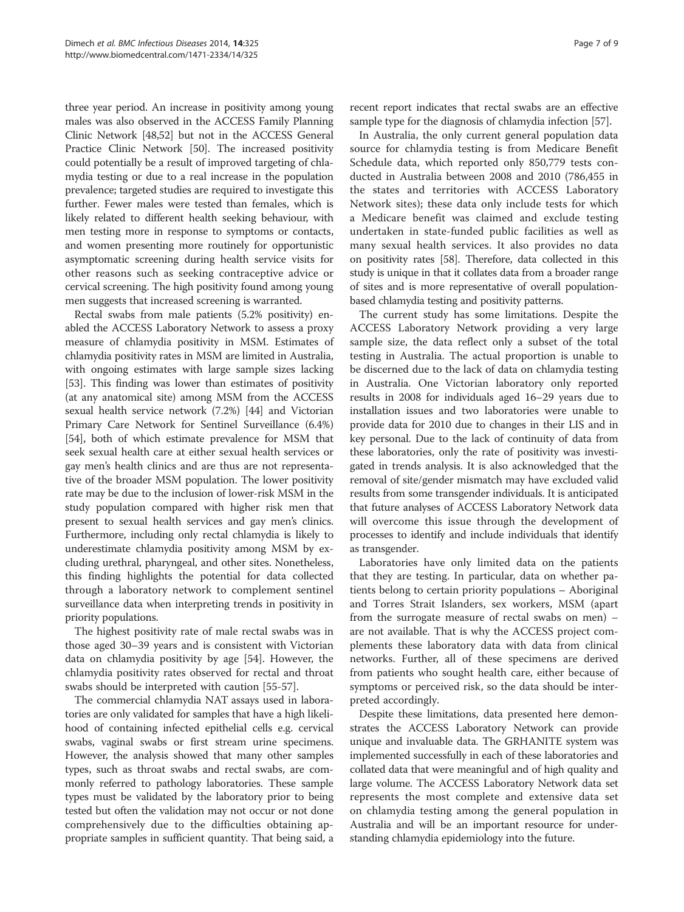three year period. An increase in positivity among young males was also observed in the ACCESS Family Planning Clinic Network [48,52] but not in the ACCESS General Practice Clinic Network [50]. The increased positivity could potentially be a result of improved targeting of chlamydia testing or due to a real increase in the population prevalence; targeted studies are required to investigate this further. Fewer males were tested than females, which is likely related to different health seeking behaviour, with men testing more in response to symptoms or contacts, and women presenting more routinely for opportunistic asymptomatic screening during health service visits for other reasons such as seeking contraceptive advice or cervical screening. The high positivity found among young men suggests that increased screening is warranted.

Rectal swabs from male patients (5.2% positivity) enabled the ACCESS Laboratory Network to assess a proxy measure of chlamydia positivity in MSM. Estimates of chlamydia positivity rates in MSM are limited in Australia, with ongoing estimates with large sample sizes lacking [53]. This finding was lower than estimates of positivity (at any anatomical site) among MSM from the ACCESS sexual health service network (7.2%) [44] and Victorian Primary Care Network for Sentinel Surveillance (6.4%) [54], both of which estimate prevalence for MSM that seek sexual health care at either sexual health services or gay men's health clinics and are thus are not representative of the broader MSM population. The lower positivity rate may be due to the inclusion of lower-risk MSM in the study population compared with higher risk men that present to sexual health services and gay men's clinics. Furthermore, including only rectal chlamydia is likely to underestimate chlamydia positivity among MSM by excluding urethral, pharyngeal, and other sites. Nonetheless, this finding highlights the potential for data collected through a laboratory network to complement sentinel surveillance data when interpreting trends in positivity in priority populations.

The highest positivity rate of male rectal swabs was in those aged 30–39 years and is consistent with Victorian data on chlamydia positivity by age [54]. However, the chlamydia positivity rates observed for rectal and throat swabs should be interpreted with caution [55-57].

The commercial chlamydia NAT assays used in laboratories are only validated for samples that have a high likelihood of containing infected epithelial cells e.g. cervical swabs, vaginal swabs or first stream urine specimens. However, the analysis showed that many other samples types, such as throat swabs and rectal swabs, are commonly referred to pathology laboratories. These sample types must be validated by the laboratory prior to being tested but often the validation may not occur or not done comprehensively due to the difficulties obtaining appropriate samples in sufficient quantity. That being said, a recent report indicates that rectal swabs are an effective sample type for the diagnosis of chlamydia infection [57].

In Australia, the only current general population data source for chlamydia testing is from Medicare Benefit Schedule data, which reported only 850,779 tests conducted in Australia between 2008 and 2010 (786,455 in the states and territories with ACCESS Laboratory Network sites); these data only include tests for which a Medicare benefit was claimed and exclude testing undertaken in state-funded public facilities as well as many sexual health services. It also provides no data on positivity rates [58]. Therefore, data collected in this study is unique in that it collates data from a broader range of sites and is more representative of overall population-based chlamydia testing and positivity patterns.

The current study has some limitations. Despite the ACCESS Laboratory Network providing a very large sample size, the data reflect only a subset of the total testing in Australia. The actual proportion is unable to be discerned due to the lack of data on chlamydia testing in Australia. One Victorian laboratory only reported results in 2008 for individuals aged 16–29 years due to installation issues and two laboratories were unable to provide data for 2010 due to changes in their LIS and in key personal. Due to the lack of continuity of data from these laboratories, only the rate of positivity was investigated in trends analysis. It is also acknowledged that the removal of site/gender mismatch may have excluded valid results from some transgender individuals. It is anticipated that future analyses of ACCESS Laboratory Network data will overcome this issue through the development of processes to identify and include individuals that identify as transgender.

Laboratories have only limited data on the patients that they are testing. In particular, data on whether patients belong to certain priority populations – Aboriginal and Torres Strait Islanders, sex workers, MSM (apart from the surrogate measure of rectal swabs on men) – are not available. That is why the ACCESS project complements these laboratory data with data from clinical networks. Further, all of these specimens are derived from patients who sought health care, either because of symptoms or perceived risk, so the data should be interpreted accordingly.

Despite these limitations, data presented here demonstrates the ACCESS Laboratory Network can provide unique and invaluable data. The GRHANITE system was implemented successfully in each of these laboratories and collated data that were meaningful and of high quality and large volume. The ACCESS Laboratory Network data set represents the most complete and extensive data set on chlamydia testing among the general population in Australia and will be an important resource for understanding chlamydia epidemiology into the future.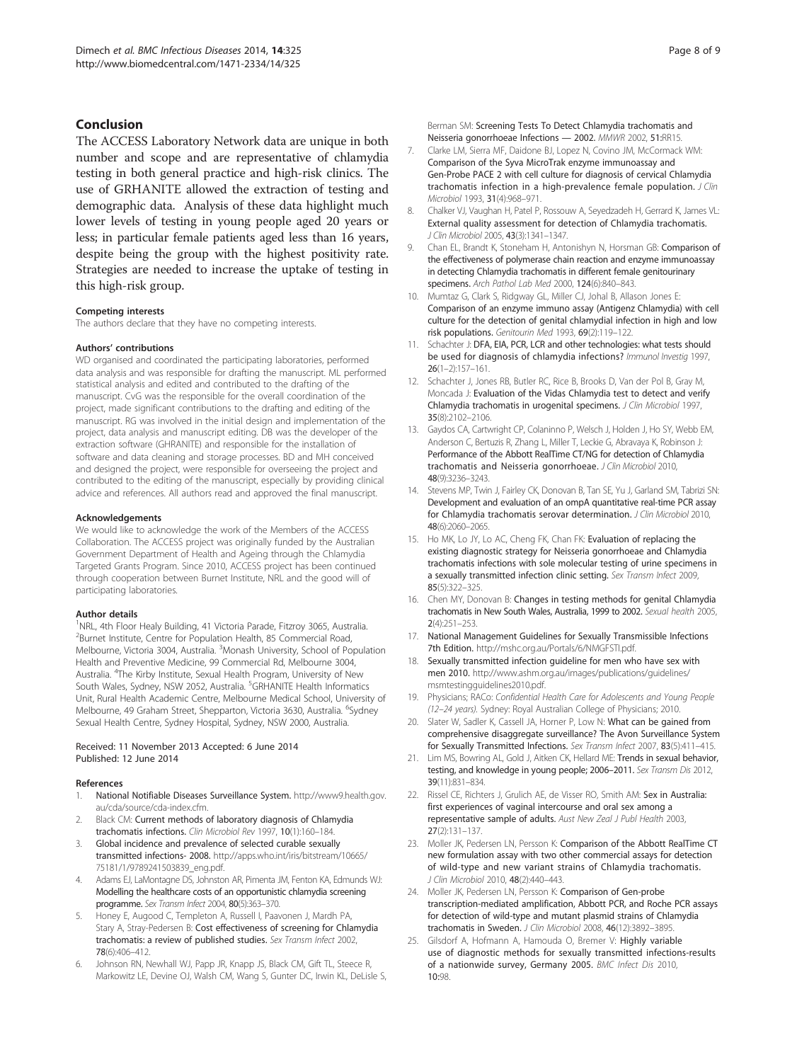## Conclusion

The ACCESS Laboratory Network data are unique in both number and scope and are representative of chlamydia testing in both general practice and high-risk clinics. The use of GRHANITE allowed the extraction of testing and demographic data. Analysis of these data highlight much lower levels of testing in young people aged 20 years or less; in particular female patients aged less than 16 years, despite being the group with the highest positivity rate. Strategies are needed to increase the uptake of testing in this high-risk group.

#### Competing interests

The authors declare that they have no competing interests.

#### Authors' contributions

WD organised and coordinated the participating laboratories, performed data analysis and was responsible for drafting the manuscript. ML performed statistical analysis and edited and contributed to the drafting of the manuscript. CvG was the responsible for the overall coordination of the project, made significant contributions to the drafting and editing of the manuscript. RG was involved in the initial design and implementation of the project, data analysis and manuscript editing. DB was the developer of the extraction software (GHRANITE) and responsible for the installation of software and data cleaning and storage processes. BD and MH conceived and designed the project, were responsible for overseeing the project and contributed to the editing of the manuscript, especially by providing clinical advice and references. All authors read and approved the final manuscript.

#### Acknowledgements

We would like to acknowledge the work of the Members of the ACCESS Collaboration. The ACCESS project was originally funded by the Australian Government Department of Health and Ageing through the Chlamydia Targeted Grants Program. Since 2010, ACCESS project has been continued through cooperation between Burnet Institute, NRL and the good will of participating laboratories.

#### Author details

[1]NRL, 4th Floor Healy Building, 41 Victoria Parade, Fitzroy 3065, Australia. [2]Burnet Institute, Centre for Population Health, 85 Commercial Road, Melbourne, Victoria 3004, Australia. [3]Monash University, School of Population Health and Preventive Medicine, 99 Commercial Rd, Melbourne 3004, Australia. [4]The Kirby Institute, Sexual Health Program, University of New South Wales, Sydney, NSW 2052, Australia. [5]GRHANITE Health Informatics Unit, Rural Health Academic Centre, Melbourne Medical School, University of Melbourne, 49 Graham Street, Shepparton, Victoria 3630, Australia. [6]Sydney Sexual Health Centre, Sydney Hospital, Sydney, NSW 2000, Australia.

Received: 11 November 2013 Accepted: 6 June 2014
Published: 12 June 2014

#### References

1. National Notifiable Diseases Surveillance System. http://www9.health.gov.au/cda/source/cda-index.cfm.
2. Black CM: Current methods of laboratory diagnosis of Chlamydia trachomatis infections. *Clin Microbiol Rev* 1997, **10**(1):160–184.
3. Global incidence and prevalence of selected curable sexually transmitted infections- 2008. http://apps.who.int/iris/bitstream/10665/75181/1/9789241503839_eng.pdf.
4. Adams EJ, LaMontagne DS, Johnston AR, Pimenta JM, Fenton KA, Edmunds WJ: Modelling the healthcare costs of an opportunistic chlamydia screening programme. *Sex Transm Infect* 2004, **80**(5):363–370.
5. Honey E, Augood C, Templeton A, Russell I, Paavonen J, Mardh PA, Stary A, Stray-Pedersen B: Cost effectiveness of screening for Chlamydia trachomatis: a review of published studies. *Sex Transm Infect* 2002, **78**(6):406–412.
6. Johnson RN, Newhall WJ, Papp JR, Knapp JS, Black CM, Gift TL, Steece R, Markowitz LE, Devine OJ, Walsh CM, Wang S, Gunter DC, Irwin KL, DeLisle S, Berman SM: Screening Tests To Detect Chlamydia trachomatis and Neisseria gonorrhoeae Infections — 2002. *MMWR* 2002, **51**:RR15.
7. Clarke LM, Sierra MF, Daidone BJ, Lopez N, Covino JM, McCormack WM: Comparison of the Syva MicroTrak enzyme immunoassay and Gen-Probe PACE 2 with cell culture for diagnosis of cervical Chlamydia trachomatis infection in a high-prevalence female population. *J Clin Microbiol* 1993, **31**(4):968–971.
8. Chalker VJ, Vaughan H, Patel P, Rossouw A, Seyedzadeh H, Gerrard K, James VL: External quality assessment for detection of Chlamydia trachomatis. *J Clin Microbiol* 2005, **43**(3):1341–1347.
9. Chan EL, Brandt K, Stoneham H, Antonishyn N, Horsman GB: Comparison of the effectiveness of polymerase chain reaction and enzyme immunoassay in detecting Chlamydia trachomatis in different female genitourinary specimens. *Arch Pathol Lab Med* 2000, **124**(6):840–843.
10. Mumtaz G, Clark S, Ridgway GL, Miller CJ, Johal B, Allason Jones E: Comparison of an enzyme immuno assay (Antigenz Chlamydia) with cell culture for the detection of genital chlamydial infection in high and low risk populations. *Genitourin Med* 1993, **69**(2):119–122.
11. Schachter J: DFA, EIA, PCR, LCR and other technologies: what tests should be used for diagnosis of chlamydia infections? *Immunol Investig* 1997, **26**(1–2):157–161.
12. Schachter J, Jones RB, Butler RC, Rice B, Brooks D, Van der Pol B, Gray M, Moncada J: Evaluation of the Vidas Chlamydia test to detect and verify Chlamydia trachomatis in urogenital specimens. *J Clin Microbiol* 1997, **35**(8):2102–2106.
13. Gaydos CA, Cartwright CP, Colaninno P, Welsch J, Holden J, Ho SY, Webb EM, Anderson C, Bertuzis R, Zhang L, Miller T, Leckie G, Abravaya K, Robinson J: Performance of the Abbott RealTime CT/NG for detection of Chlamydia trachomatis and Neisseria gonorrhoeae. *J Clin Microbiol* 2010, **48**(9):3236–3243.
14. Stevens MP, Twin J, Fairley CK, Donovan B, Tan SE, Yu J, Garland SM, Tabrizi SN: Development and evaluation of an ompA quantitative real-time PCR assay for Chlamydia trachomatis serovar determination. *J Clin Microbiol* 2010, **48**(6):2060–2065.
15. Ho MK, Lo JY, Lo AC, Cheng FK, Chan FK: Evaluation of replacing the existing diagnostic strategy for Neisseria gonorrhoeae and Chlamydia trachomatis infections with sole molecular testing of urine specimens in a sexually transmitted infection clinic setting. *Sex Transm Infect* 2009, **85**(5):322–325.
16. Chen MY, Donovan B: Changes in testing methods for genital Chlamydia trachomatis in New South Wales, Australia, 1999 to 2002. *Sexual health* 2005, **2**(4):251–253.
17. National Management Guidelines for Sexually Transmissible Infections 7th Edition. http://mshc.org.au/Portals/6/NMGFSTI.pdf.
18. Sexually transmitted infection guideline for men who have sex with men 2010. http://www.ashm.org.au/images/publications/guidelines/msmtestingguidelines2010.pdf.
19. Physicians; RACo: *Confidential Health Care for Adolescents and Young People (12–24 years)*. Sydney: Royal Australian College of Physicians; 2010.
20. Slater W, Sadler K, Cassell JA, Horner P, Low N: What can be gained from comprehensive disaggregate surveillance? The Avon Surveillance System for Sexually Transmitted Infections. *Sex Transm Infect* 2007, **83**(5):411–415.
21. Lim MS, Bowring AL, Gold J, Aitken CK, Hellard ME: Trends in sexual behavior, testing, and knowledge in young people; 2006–2011. *Sex Transm Dis* 2012, **39**(11):831–834.
22. Rissel CE, Richters J, Grulich AE, de Visser RO, Smith AM: Sex in Australia: first experiences of vaginal intercourse and oral sex among a representative sample of adults. *Aust New Zeal J Publ Health* 2003, **27**(2):131–137.
23. Moller JK, Pedersen LN, Persson K: Comparison of the Abbott RealTime CT new formulation assay with two other commercial assays for detection of wild-type and new variant strains of Chlamydia trachomatis. *J Clin Microbiol* 2010, **48**(2):440–443.
24. Moller JK, Pedersen LN, Persson K: Comparison of Gen-probe transcription-mediated amplification, Abbott PCR, and Roche PCR assays for detection of wild-type and mutant plasmid strains of Chlamydia trachomatis in Sweden. *J Clin Microbiol* 2008, **46**(12):3892–3895.
25. Gilsdorf A, Hofmann A, Hamouda O, Bremer V: Highly variable use of diagnostic methods for sexually transmitted infections-results of a nationwide survey, Germany 2005. *BMC Infect Dis* 2010, **10**:98.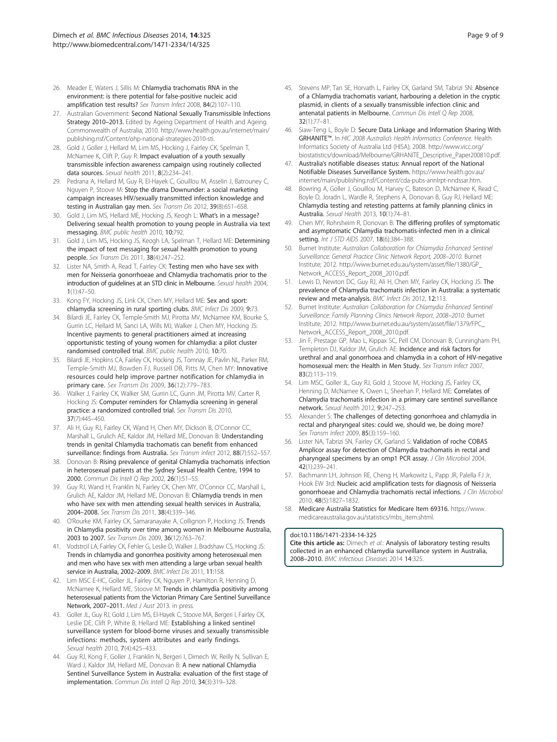26. Meader E, Waters J, Sillis M: **Chlamydia trachomatis RNA in the environment: is there potential for false-positive nucleic acid amplification test results?** *Sex Transm Infect* 2008, **84**(2):107–110.
27. Australian Government: **Second National Sexually Transmissible Infections Strategy 2010–2013.** Edited by Ageing Department of Health and Ageing. Commonwealth of Australia; 2010. http://www.health.gov.au/internet/main/publishing.nsf/Content/ohp-national-strategies-2010-sti.
28. Gold J, Goller J, Hellard M, Lim MS, Hocking J, Fairley CK, Spelman T, McNamee K, Clift P, Guy R: **Impact evaluation of a youth sexually transmissible infection awareness campaign using routinely collected data sources.** *Sexual health* 2011, **8**(2):234–241.
29. Pedrana A, Hellard M, Guy R, El-Hayek C, Gouillou M, Asselin J, Batrouney C, Nguyen P, Stoove M: **Stop the drama Downunder: a social marketing campaign increases HIV/sexually transmitted infection knowledge and testing in Australian gay men.** *Sex Transm Dis* 2012, **39**(8):651–658.
30. Gold J, Lim MS, Hellard ME, Hocking JS, Keogh L: **What's in a message? Delivering sexual health promotion to young people in Australia via text messaging.** *BMC public health* 2010, **10**:792.
31. Gold J, Lim MS, Hocking JS, Keogh LA, Spelman T, Hellard ME: **Determining the impact of text messaging for sexual health promotion to young people.** *Sex Transm Dis* 2011, **38**(4):247–252.
32. Lister NA, Smith A, Read T, Fairley CK: **Testing men who have sex with men for Neisseria gonorrhoeae and Chlamydia trachomatis prior to the introduction of guidelines at an STD clinic in Melbourne.** *Sexual health* 2004, **1**(1):47–50.
33. Kong FY, Hocking JS, Link CK, Chen MY, Hellard ME: **Sex and sport: chlamydia screening in rural sporting clubs.** *BMC Infect Dis* 2009, **9**:73.
34. Bilardi JE, Fairley CK, Temple-Smith MJ, Pirotta MV, McNamee KM, Bourke S, Gurrin LC, Hellard M, Sanci LA, Wills MJ, Walker J, Chen MY, Hocking JS: **Incentive payments to general practitioners aimed at increasing opportunistic testing of young women for chlamydia: a pilot cluster randomised controlled trial.** *BMC public health* 2010, **10**:70.
35. Bilardi JE, Hopkins CA, Fairley CK, Hocking JS, Tomnay JE, Pavlin NL, Parker RM, Temple-Smith MJ, Bowden FJ, Russell DB, Pitts M, Chen MY: **Innovative resources could help improve partner notification for chlamydia in primary care.** *Sex Transm Dis* 2009, **36**(12):779–783.
36. Walker J, Fairley CK, Walker SM, Gurrin LC, Gunn JM, Pirotta MV, Carter R, Hocking JS: **Computer reminders for Chlamydia screening in general practice: a randomized controlled trial.** *Sex Transm Dis* 2010, **37**(7):445–450.
37. Ali H, Guy RJ, Fairley CK, Wand H, Chen MY, Dickson B, O'Connor CC, Marshall L, Grulich AE, Kaldor JM, Hellard ME, Donovan B: **Understanding trends in genital Chlamydia trachomatis can benefit from enhanced surveillance: findings from Australia.** *Sex Transm Infect* 2012, **88**(7):552–557.
38. Donovan B: **Rising prevalence of genital Chlamydia trachomatis infection in heterosexual patients at the Sydney Sexual Health Centre, 1994 to 2000.** *Commun Dis Intell Q Rep* 2002, **26**(1):51–55.
39. Guy RJ, Wand H, Franklin N, Fairley CK, Chen MY, O'Connor CC, Marshall L, Grulich AE, Kaldor JM, Hellard ME, Donovan B: **Chlamydia trends in men who have sex with men attending sexual health services in Australia, 2004–2008.** *Sex Transm Dis* 2011, **38**(4):339–346.
40. O'Rourke KM, Fairley CK, Samaranayake A, Collignon P, Hocking JS: **Trends in Chlamydia positivity over time among women in Melbourne Australia, 2003 to 2007.** *Sex Transm Dis* 2009, **36**(12):763–767.
41. Vodstrcil LA, Fairley CK, Fehler G, Leslie D, Walker J, Bradshaw CS, Hocking JS: **Trends in chlamydia and gonorrhea positivity among heterosexual men and men who have sex with men attending a large urban sexual health service in Australia, 2002–2009.** *BMC Infect Dis* 2011, **11**:158.
42. Lim MSC E-HC, Goller JL, Fairley CK, Nguyen P, Hamilton R, Henning D, McNamee K, Hellard ME, Stoove M: **Trends in chlamydia positivity among heterosexual patients from the Victorian Primary Care Sentinel Surveillance Network, 2007–2011.** *Med J Aust* 2013. in press.
43. Goller JL, Guy RJ, Gold J, Lim MS, El-Hayek C, Stoove MA, Bergeri I, Fairley CK, Leslie DE, Clift P, White B, Hellard ME: **Establishing a linked sentinel surveillance system for blood-borne viruses and sexually transmissible infections: methods, system attributes and early findings.** *Sexual health* 2010, **7**(4):425–433.
44. Guy RJ, Kong F, Goller J, Franklin N, Bergeri I, Dimech W, Reilly N, Sullivan E, Ward J, Kaldor JM, Hellard ME, Donovan B: **A new national Chlamydia Sentinel Surveillance System in Australia: evaluation of the first stage of implementation.** *Commun Dis Intell Q Rep* 2010, **34**(3):319–328.
45. Stevens MP, Tan SE, Horvath L, Fairley CK, Garland SM, Tabrizi SN: **Absence of a Chlamydia trachomatis variant, harbouring a deletion in the cryptic plasmid, in clients of a sexually transmissible infection clinic and antenatal patients in Melbourne.** *Commun Dis Intell Q Rep* 2008, **32**(1):77–81.
46. Siaw-Teng L, Boyle D: **Secure Data Linkage and Information Sharing With GRHANITE™.** In *HIC 2008 Australia's Health Informatics Conference.* Health Informatics Society of Australia Ltd (HISA); 2008. http://www.vicc.org/biostatistics/download/Melbourne/GRHANITE_Descriptive_Paper200810.pdf.
47. **Australia's notifiable diseases status: Annual report of the National Notifiable Diseases Surveillance System.** https://www.health.gov.au/internet/main/publishing.nsf/Content/cda-pubs-annlrpt-nndssar.htm.
48. Bowring A, Goller J, Gouillou M, Harvey C, Bateson D, McNamee K, Read C, Boyle D, Joradn L, Wardle R, Stephens A, Donovan B, Guy RJ, Hellard ME: **Chlamydia testing and retesting patterns at family planning clinics in Australia.** *Sexual Health* 2013, **10**(1):74–81.
49. Chen MY, Rohrsheim R, Donovan B: **The differing profiles of symptomatic and asymptomatic Chlamydia trachomatis-infected men in a clinical setting.** *Int J STD AIDS* 2007, **18**(6):384–388.
50. Burnet Institute: *Australian Collaboration for Chlamydia Enhanced Sentinel Surveillance: General Practice Clinic Network Report, 2008–2010.* Burnet Institute; 2012. http://www.burnet.edu.au/system/asset/file/1380/GP_Network_ACCESS_Report_2008_2010.pdf.
51. Lewis D, Newton DC, Guy RJ, Ali H, Chen MY, Fairley CK, Hocking JS: **The prevalence of Chlamydia trachomatis infection in Australia: a systematic review and meta-analysis.** *BMC Infect Dis* 2012, **12**:113.
52. Burnet Institute: *Australian Collaboration for Chlamydia Enhanced Sentinel Surveillance: Family Planning Clinics Network Report, 2008–2010.* Burnet Institute; 2012. http://www.burnet.edu.au/system/asset/file/1379/FPC_Network_ACCESS_Report_2008_2010.pdf.
53. Jin F, Prestage GP, Mao L, Kippax SC, Pell CM, Donovan B, Cunningham PH, Templeton DJ, Kaldor JM, Grulich AE: **Incidence and risk factors for urethral and anal gonorrhoea and chlamydia in a cohort of HIV-negative homosexual men: the Health in Men Study.** *Sex Transm Infect* 2007, **83**(2):113–119.
54. Lim MSC, Goller JL, Guy RJ, Gold J, Stoove M, Hocking JS, Fairley CK, Henning D, McNamee K, Owen L, Sheehan P, Hellard ME: **Correlates of Chlamydia trachomatis infection in a primary care sentinel surveillance network.** *Sexual health* 2012, **9**:247–253.
55. Alexander S: **The challenges of detecting gonorrhoea and chlamydia in rectal and pharyngeal sites: could we, should we, be doing more?** *Sex Transm Infect* 2009, **85**(3):159–160.
56. Lister NA, Tabrizi SN, Fairley CK, Garland S: **Validation of roche COBAS Amplicor assay for detection of Chlamydia trachomatis in rectal and pharyngeal specimens by an omp1 PCR assay.** *J Clin Microbiol* 2004, **42**(1):239–241.
57. Bachmann LH, Johnson RE, Cheng H, Markowitz L, Papp JR, Palella FJ Jr, Hook EW 3rd: **Nucleic acid amplification tests for diagnosis of Neisseria gonorrhoeae and Chlamydia trachomatis rectal infections.** *J Clin Microbiol* 2010, **48**(5):1827–1832.
58. **Medicare Australia Statistics for Medicare Item 69316.** https://www.medicareaustralia.gov.au/statistics/mbs_item.shtml.

doi:10.1186/1471-2334-14-325

**Cite this article as:** Dimech *et al.*: Analysis of laboratory testing results collected in an enhanced chlamydia surveillance system in Australia, 2008–2010. *BMC Infectious Diseases* 2014 **14**:325.